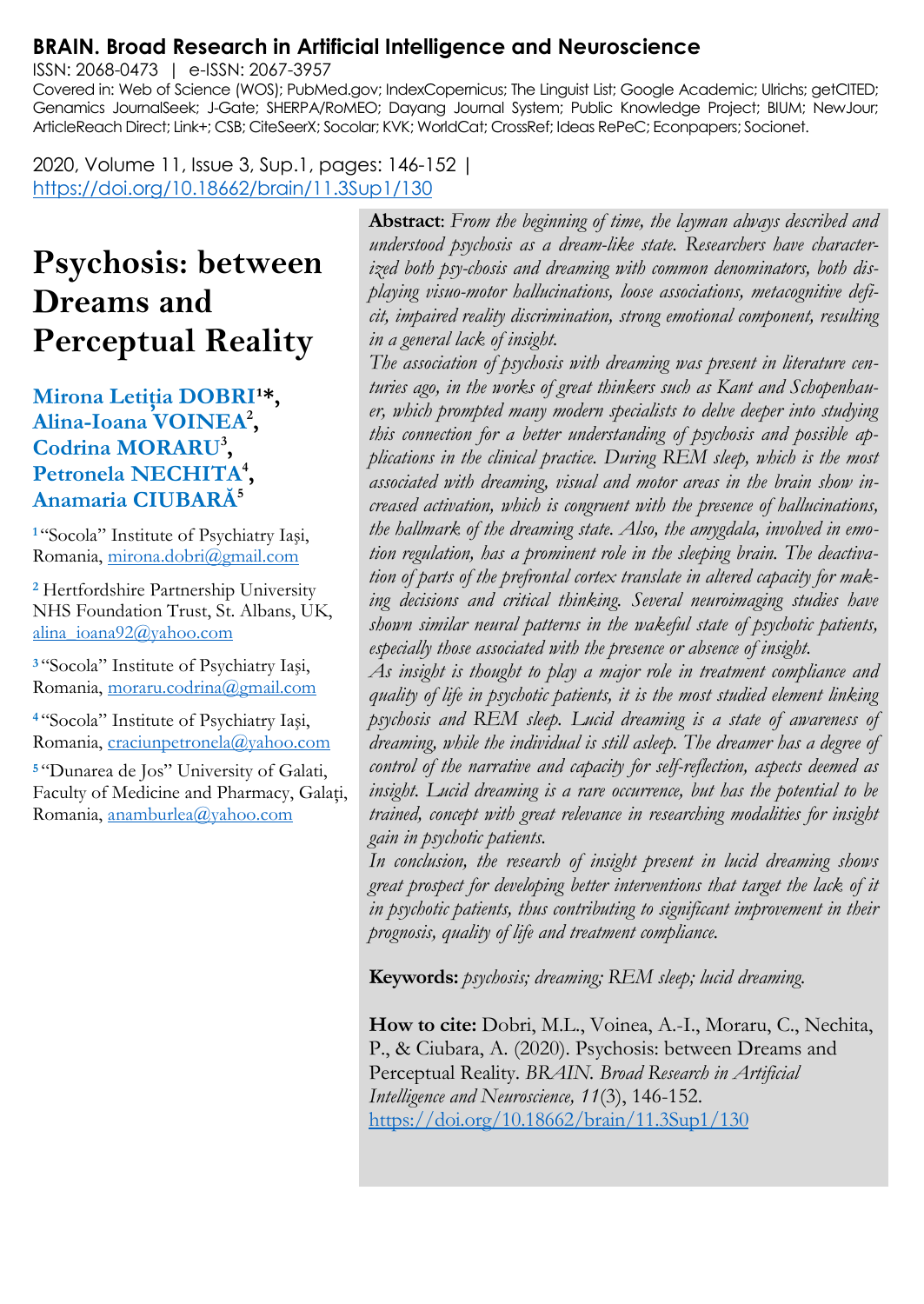**BRAIN. Broad Research in Artificial Intelligence and Neuroscience**

ISSN: 2068-0473 | e-ISSN: 2067-3957

Covered in: Web of Science (WOS); PubMed.gov; IndexCopernicus; The Linguist List; Google Academic; Ulrichs; getCITED; Genamics JournalSeek; J-Gate; SHERPA/RoMEO; Dayang Journal System; Public Knowledge Project; BIUM; NewJour; ArticleReach Direct; Link+; CSB; CiteSeerX; Socolar; KVK; WorldCat; CrossRef; Ideas RePeC; Econpapers; Socionet.

2020, Volume 11, Issue 3, Sup.1, pages: 146-152 | https://doi.org/10.18662/brain/11.3Sup1/130

# Psychosis: between Dreams and Perceptual Reality

**Mirona Letiția DOBRI[1]*, Alina-Ioana VOINEA[2], Codrina MORARU[3], Petronela NECHITA[4], Anamaria CIUBARĂ[5]**

[1] "Socola" Institute of Psychiatry Iași, Romania, mirona.dobri@gmail.com

[2] Hertfordshire Partnership University NHS Foundation Trust, St. Albans, UK, alina_ioana92@yahoo.com

[3] "Socola" Institute of Psychiatry Iași, Romania, moraru.codrina@gmail.com

[4] "Socola" Institute of Psychiatry Iași, Romania, craciunpetronela@yahoo.com

[5] "Dunarea de Jos" University of Galati, Faculty of Medicine and Pharmacy, Galați, Romania, anamburlea@yahoo.com

**Abstract**: *From the beginning of time, the layman always described and understood psychosis as a dream-like state. Researchers have characterized both psy-chosis and dreaming with common denominators, both displaying visuo-motor hallucinations, loose associations, metacognitive deficit, impaired reality discrimination, strong emotional component, resulting in a general lack of insight.*

*The association of psychosis with dreaming was present in literature centuries ago, in the works of great thinkers such as Kant and Schopenhauer, which prompted many modern specialists to delve deeper into studying this connection for a better understanding of psychosis and possible applications in the clinical practice. During REM sleep, which is the most associated with dreaming, visual and motor areas in the brain show increased activation, which is congruent with the presence of hallucinations, the hallmark of the dreaming state. Also, the amygdala, involved in emotion regulation, has a prominent role in the sleeping brain. The deactivation of parts of the prefrontal cortex translate in altered capacity for making decisions and critical thinking. Several neuroimaging studies have shown similar neural patterns in the wakeful state of psychotic patients, especially those associated with the presence or absence of insight.*

*As insight is thought to play a major role in treatment compliance and quality of life in psychotic patients, it is the most studied element linking psychosis and REM sleep. Lucid dreaming is a state of awareness of dreaming, while the individual is still asleep. The dreamer has a degree of control of the narrative and capacity for self-reflection, aspects deemed as insight. Lucid dreaming is a rare occurrence, but has the potential to be trained, concept with great relevance in researching modalities for insight gain in psychotic patients.*

*In conclusion, the research of insight present in lucid dreaming shows great prospect for developing better interventions that target the lack of it in psychotic patients, thus contributing to significant improvement in their prognosis, quality of life and treatment compliance.*

**Keywords:** *psychosis; dreaming; REM sleep; lucid dreaming.*

**How to cite:** Dobri, M.L., Voinea, A.-I., Moraru, C., Nechita, P., & Ciubara, A. (2020). Psychosis: between Dreams and Perceptual Reality. *BRAIN. Broad Research in Artificial Intelligence and Neuroscience, 11*(3), 146-152. https://doi.org/10.18662/brain/11.3Sup1/130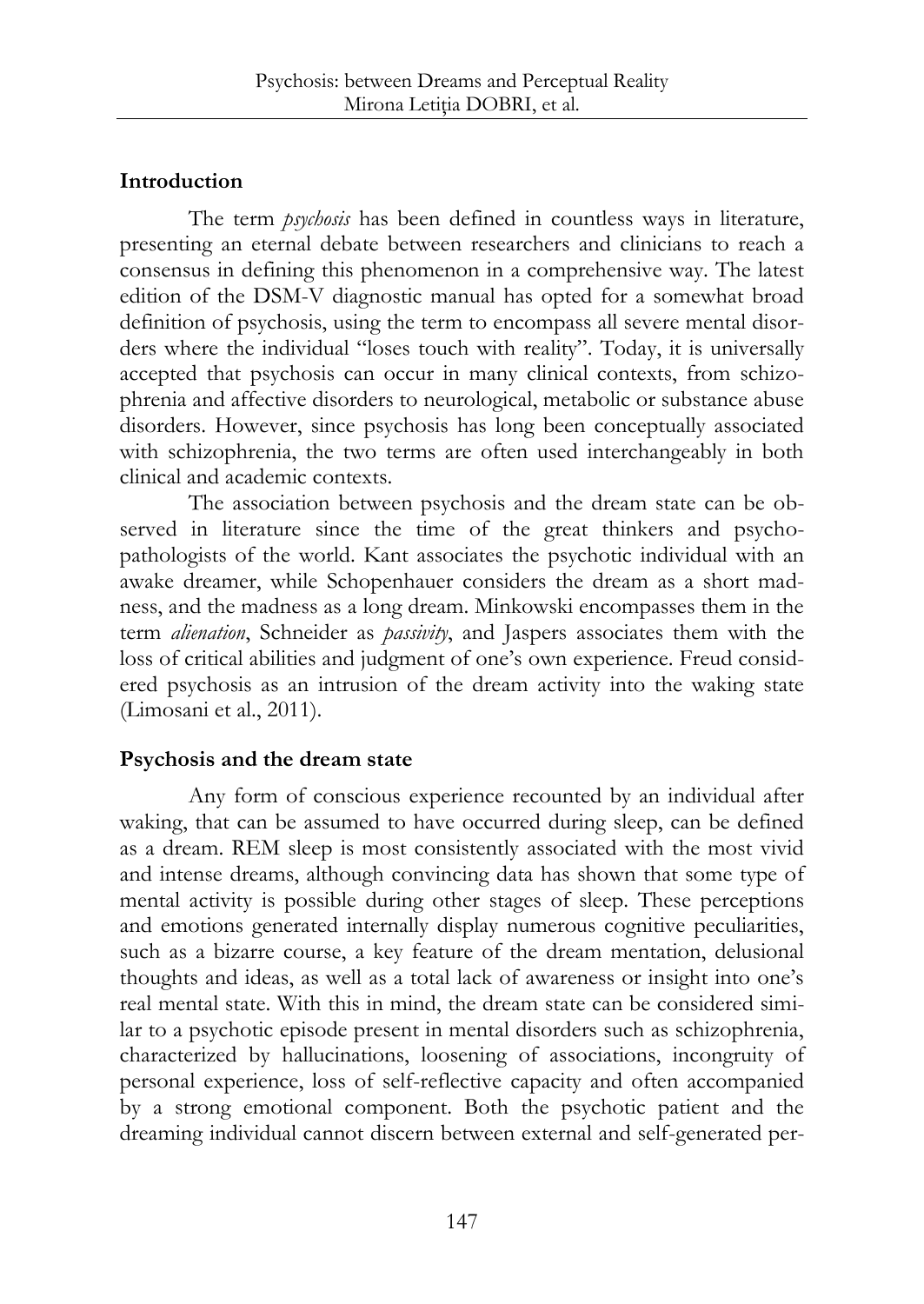## Introduction

The term *psychosis* has been defined in countless ways in literature, presenting an eternal debate between researchers and clinicians to reach a consensus in defining this phenomenon in a comprehensive way. The latest edition of the DSM-V diagnostic manual has opted for a somewhat broad definition of psychosis, using the term to encompass all severe mental disorders where the individual "loses touch with reality". Today, it is universally accepted that psychosis can occur in many clinical contexts, from schizophrenia and affective disorders to neurological, metabolic or substance abuse disorders. However, since psychosis has long been conceptually associated with schizophrenia, the two terms are often used interchangeably in both clinical and academic contexts.

The association between psychosis and the dream state can be observed in literature since the time of the great thinkers and psychopathologists of the world. Kant associates the psychotic individual with an awake dreamer, while Schopenhauer considers the dream as a short madness, and the madness as a long dream. Minkowski encompasses them in the term *alienation*, Schneider as *passivity*, and Jaspers associates them with the loss of critical abilities and judgment of one's own experience. Freud considered psychosis as an intrusion of the dream activity into the waking state (Limosani et al., 2011).

## Psychosis and the dream state

Any form of conscious experience recounted by an individual after waking, that can be assumed to have occurred during sleep, can be defined as a dream. REM sleep is most consistently associated with the most vivid and intense dreams, although convincing data has shown that some type of mental activity is possible during other stages of sleep. These perceptions and emotions generated internally display numerous cognitive peculiarities, such as a bizarre course, a key feature of the dream mentation, delusional thoughts and ideas, as well as a total lack of awareness or insight into one's real mental state. With this in mind, the dream state can be considered similar to a psychotic episode present in mental disorders such as schizophrenia, characterized by hallucinations, loosening of associations, incongruity of personal experience, loss of self-reflective capacity and often accompanied by a strong emotional component. Both the psychotic patient and the dreaming individual cannot discern between external and self-generated per-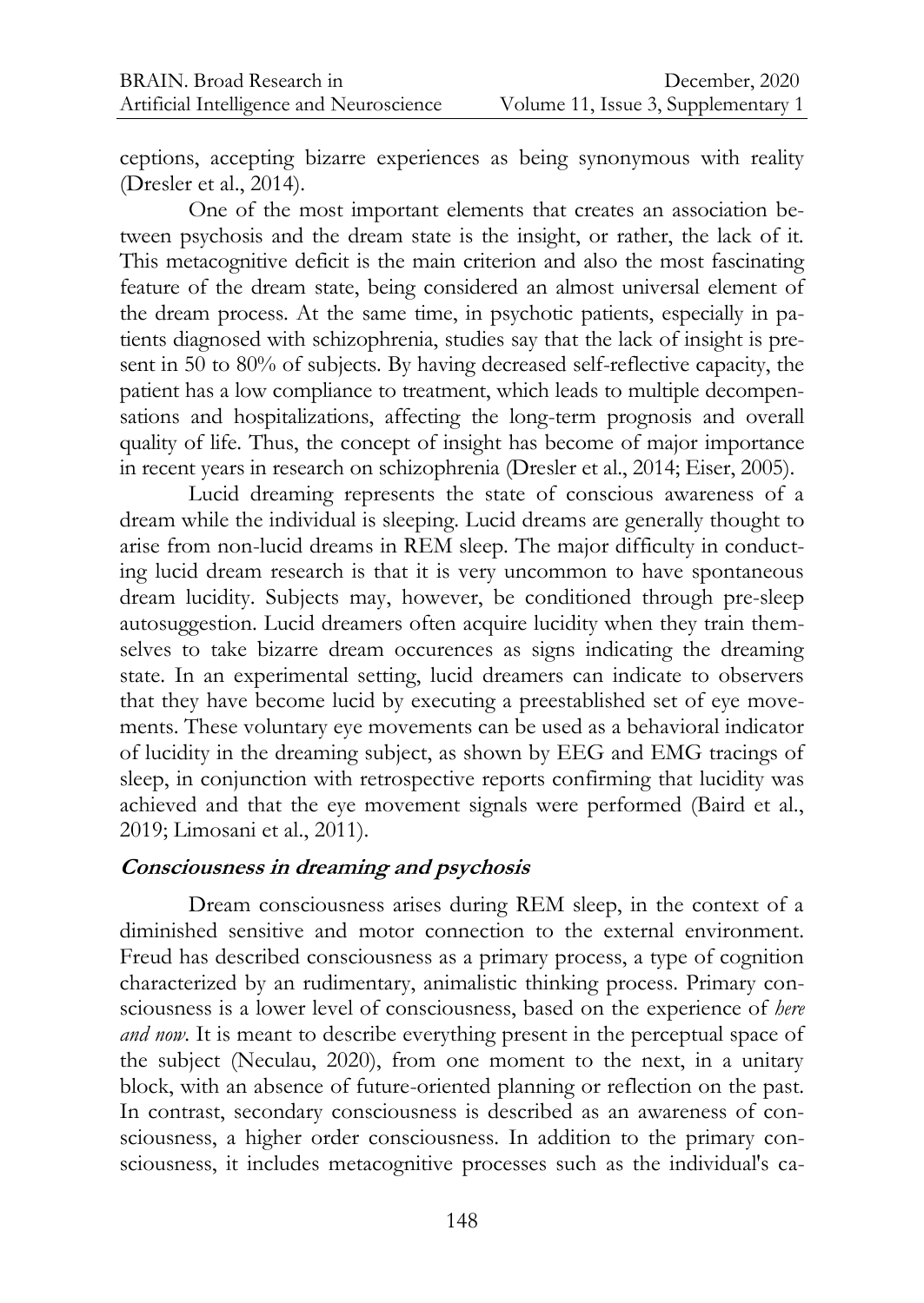ceptions, accepting bizarre experiences as being synonymous with reality (Dresler et al., 2014).

One of the most important elements that creates an association between psychosis and the dream state is the insight, or rather, the lack of it. This metacognitive deficit is the main criterion and also the most fascinating feature of the dream state, being considered an almost universal element of the dream process. At the same time, in psychotic patients, especially in patients diagnosed with schizophrenia, studies say that the lack of insight is present in 50 to 80% of subjects. By having decreased self-reflective capacity, the patient has a low compliance to treatment, which leads to multiple decompensations and hospitalizations, affecting the long-term prognosis and overall quality of life. Thus, the concept of insight has become of major importance in recent years in research on schizophrenia (Dresler et al., 2014; Eiser, 2005).

Lucid dreaming represents the state of conscious awareness of a dream while the individual is sleeping. Lucid dreams are generally thought to arise from non-lucid dreams in REM sleep. The major difficulty in conducting lucid dream research is that it is very uncommon to have spontaneous dream lucidity. Subjects may, however, be conditioned through pre-sleep autosuggestion. Lucid dreamers often acquire lucidity when they train themselves to take bizarre dream occurences as signs indicating the dreaming state. In an experimental setting, lucid dreamers can indicate to observers that they have become lucid by executing a preestablished set of eye movements. These voluntary eye movements can be used as a behavioral indicator of lucidity in the dreaming subject, as shown by EEG and EMG tracings of sleep, in conjunction with retrospective reports confirming that lucidity was achieved and that the eye movement signals were performed (Baird et al., 2019; Limosani et al., 2011).

### ***Consciousness in dreaming and psychosis***

Dream consciousness arises during REM sleep, in the context of a diminished sensitive and motor connection to the external environment. Freud has described consciousness as a primary process, a type of cognition characterized by an rudimentary, animalistic thinking process. Primary consciousness is a lower level of consciousness, based on the experience of *here and now*. It is meant to describe everything present in the perceptual space of the subject (Neculau, 2020), from one moment to the next, in a unitary block, with an absence of future-oriented planning or reflection on the past. In contrast, secondary consciousness is described as an awareness of consciousness, a higher order consciousness. In addition to the primary consciousness, it includes metacognitive processes such as the individual's ca-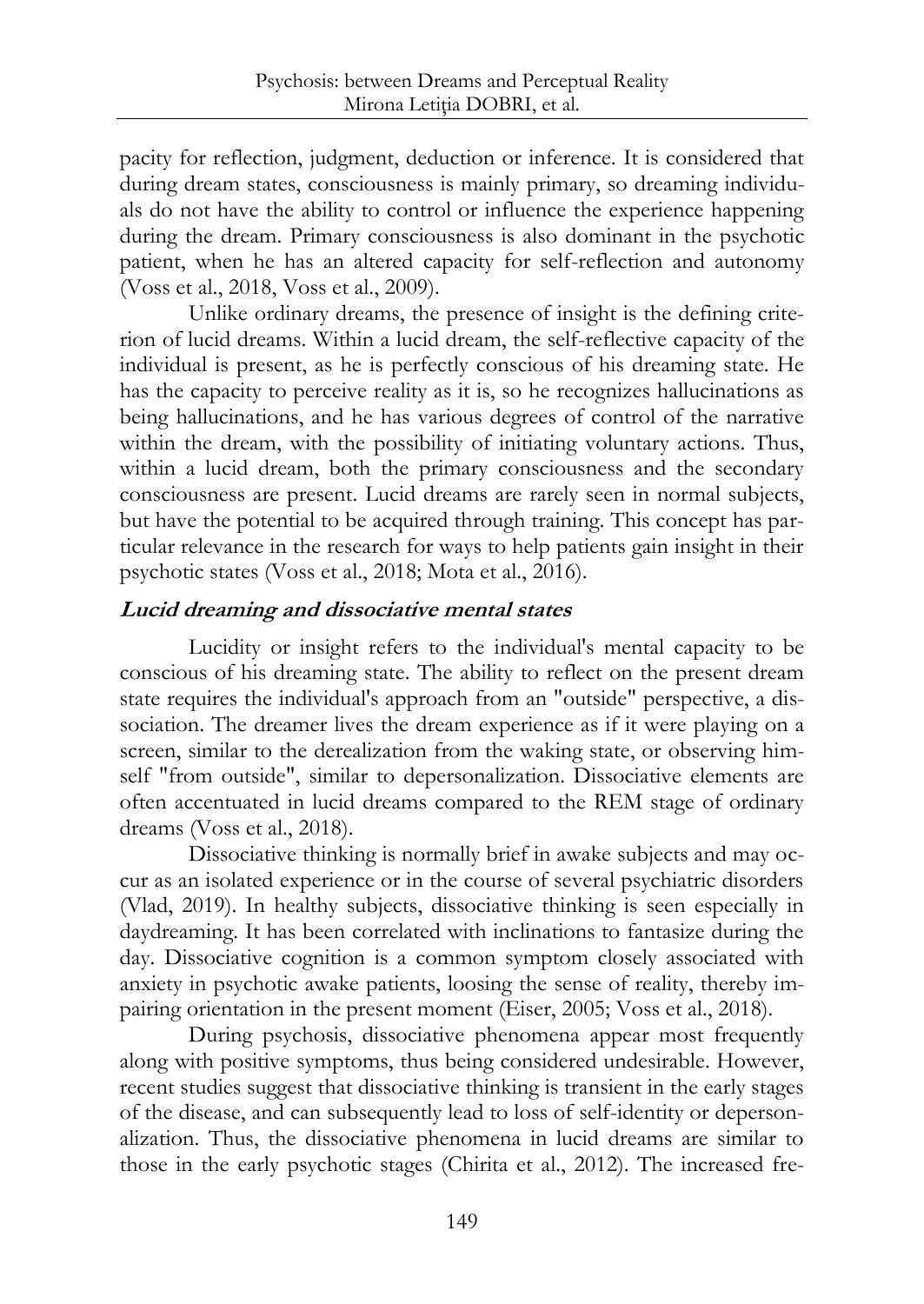pacity for reflection, judgment, deduction or inference. It is considered that during dream states, consciousness is mainly primary, so dreaming individuals do not have the ability to control or influence the experience happening during the dream. Primary consciousness is also dominant in the psychotic patient, when he has an altered capacity for self-reflection and autonomy (Voss et al., 2018, Voss et al., 2009).

Unlike ordinary dreams, the presence of insight is the defining criterion of lucid dreams. Within a lucid dream, the self-reflective capacity of the individual is present, as he is perfectly conscious of his dreaming state. He has the capacity to perceive reality as it is, so he recognizes hallucinations as being hallucinations, and he has various degrees of control of the narrative within the dream, with the possibility of initiating voluntary actions. Thus, within a lucid dream, both the primary consciousness and the secondary consciousness are present. Lucid dreams are rarely seen in normal subjects, but have the potential to be acquired through training. This concept has particular relevance in the research for ways to help patients gain insight in their psychotic states (Voss et al., 2018; Mota et al., 2016).

### *Lucid dreaming and dissociative mental states*

Lucidity or insight refers to the individual's mental capacity to be conscious of his dreaming state. The ability to reflect on the present dream state requires the individual's approach from an "outside" perspective, a dissociation. The dreamer lives the dream experience as if it were playing on a screen, similar to the derealization from the waking state, or observing himself "from outside", similar to depersonalization. Dissociative elements are often accentuated in lucid dreams compared to the REM stage of ordinary dreams (Voss et al., 2018).

Dissociative thinking is normally brief in awake subjects and may occur as an isolated experience or in the course of several psychiatric disorders (Vlad, 2019). In healthy subjects, dissociative thinking is seen especially in daydreaming. It has been correlated with inclinations to fantasize during the day. Dissociative cognition is a common symptom closely associated with anxiety in psychotic awake patients, loosing the sense of reality, thereby impairing orientation in the present moment (Eiser, 2005; Voss et al., 2018).

During psychosis, dissociative phenomena appear most frequently along with positive symptoms, thus being considered undesirable. However, recent studies suggest that dissociative thinking is transient in the early stages of the disease, and can subsequently lead to loss of self-identity or depersonalization. Thus, the dissociative phenomena in lucid dreams are similar to those in the early psychotic stages (Chirita et al., 2012). The increased fre-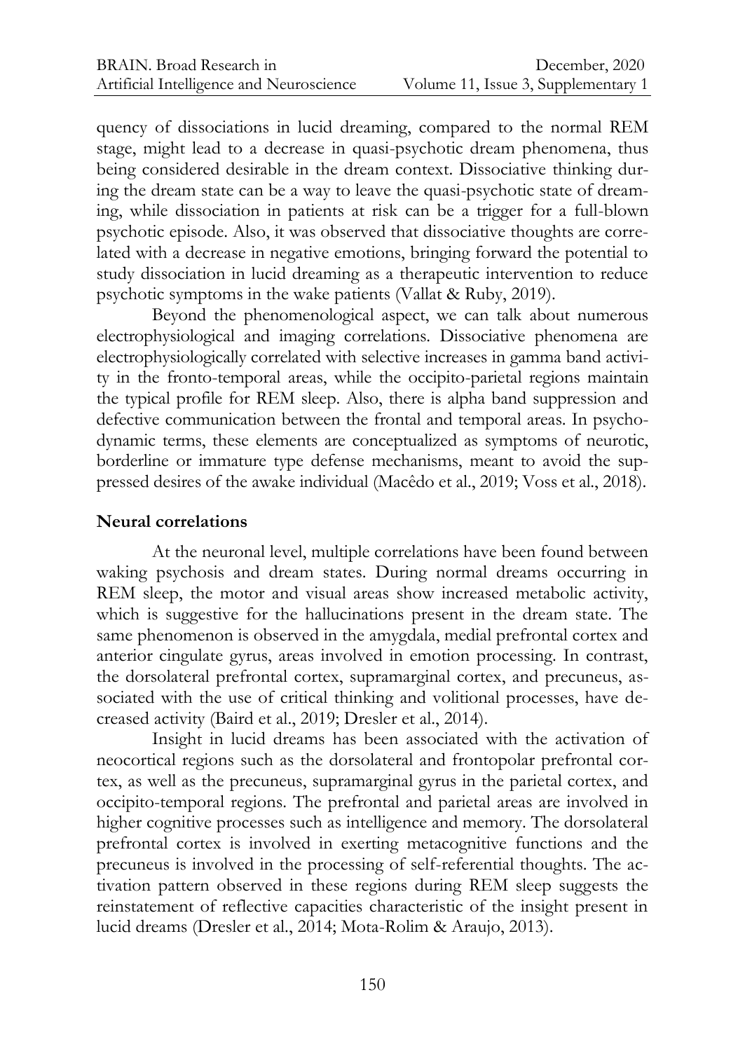quency of dissociations in lucid dreaming, compared to the normal REM stage, might lead to a decrease in quasi-psychotic dream phenomena, thus being considered desirable in the dream context. Dissociative thinking during the dream state can be a way to leave the quasi-psychotic state of dreaming, while dissociation in patients at risk can be a trigger for a full-blown psychotic episode. Also, it was observed that dissociative thoughts are correlated with a decrease in negative emotions, bringing forward the potential to study dissociation in lucid dreaming as a therapeutic intervention to reduce psychotic symptoms in the wake patients (Vallat & Ruby, 2019).

Beyond the phenomenological aspect, we can talk about numerous electrophysiological and imaging correlations. Dissociative phenomena are electrophysiologically correlated with selective increases in gamma band activity in the fronto-temporal areas, while the occipito-parietal regions maintain the typical profile for REM sleep. Also, there is alpha band suppression and defective communication between the frontal and temporal areas. In psychodynamic terms, these elements are conceptualized as symptoms of neurotic, borderline or immature type defense mechanisms, meant to avoid the suppressed desires of the awake individual (Macêdo et al., 2019; Voss et al., 2018).

## Neural correlations

At the neuronal level, multiple correlations have been found between waking psychosis and dream states. During normal dreams occurring in REM sleep, the motor and visual areas show increased metabolic activity, which is suggestive for the hallucinations present in the dream state. The same phenomenon is observed in the amygdala, medial prefrontal cortex and anterior cingulate gyrus, areas involved in emotion processing. In contrast, the dorsolateral prefrontal cortex, supramarginal cortex, and precuneus, associated with the use of critical thinking and volitional processes, have decreased activity (Baird et al., 2019; Dresler et al., 2014).

Insight in lucid dreams has been associated with the activation of neocortical regions such as the dorsolateral and frontopolar prefrontal cortex, as well as the precuneus, supramarginal gyrus in the parietal cortex, and occipito-temporal regions. The prefrontal and parietal areas are involved in higher cognitive processes such as intelligence and memory. The dorsolateral prefrontal cortex is involved in exerting metacognitive functions and the precuneus is involved in the processing of self-referential thoughts. The activation pattern observed in these regions during REM sleep suggests the reinstatement of reflective capacities characteristic of the insight present in lucid dreams (Dresler et al., 2014; Mota-Rolim & Araujo, 2013).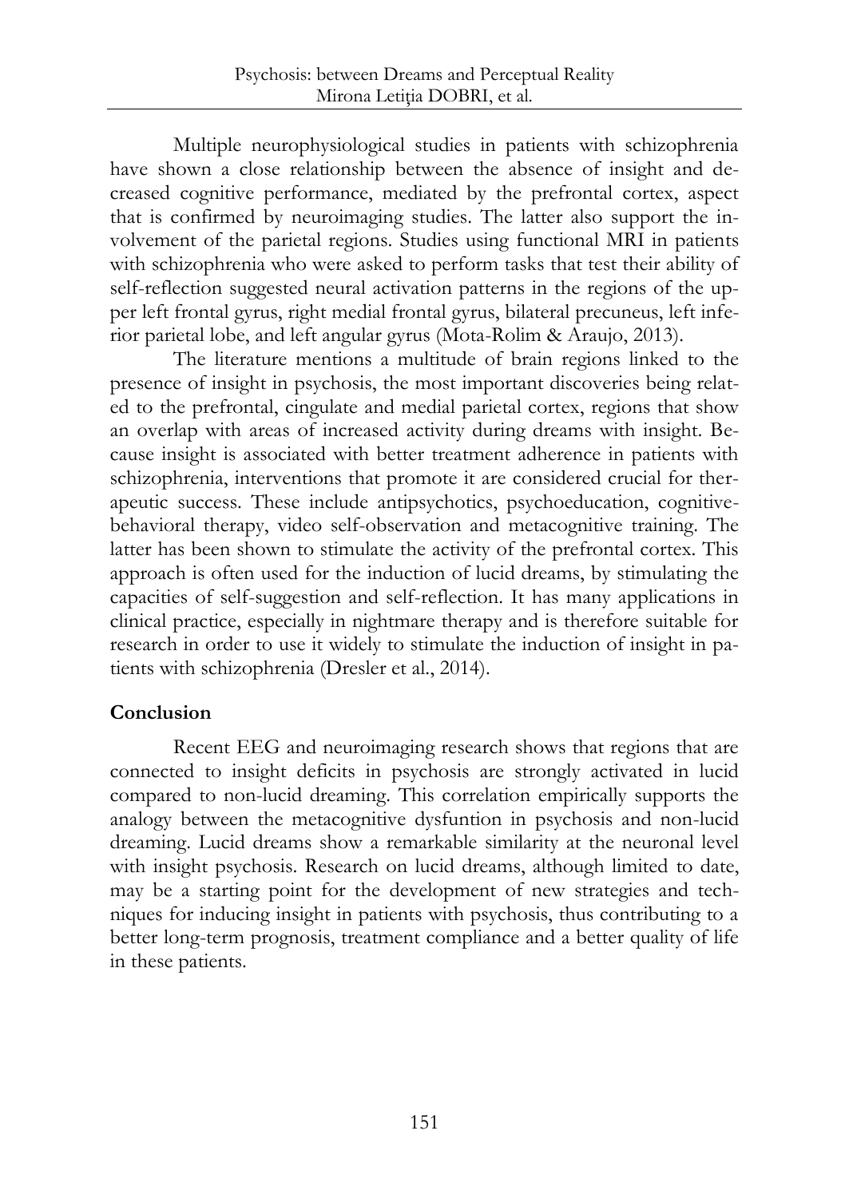Multiple neurophysiological studies in patients with schizophrenia have shown a close relationship between the absence of insight and decreased cognitive performance, mediated by the prefrontal cortex, aspect that is confirmed by neuroimaging studies. The latter also support the involvement of the parietal regions. Studies using functional MRI in patients with schizophrenia who were asked to perform tasks that test their ability of self-reflection suggested neural activation patterns in the regions of the upper left frontal gyrus, right medial frontal gyrus, bilateral precuneus, left inferior parietal lobe, and left angular gyrus (Mota-Rolim & Araujo, 2013).

The literature mentions a multitude of brain regions linked to the presence of insight in psychosis, the most important discoveries being related to the prefrontal, cingulate and medial parietal cortex, regions that show an overlap with areas of increased activity during dreams with insight. Because insight is associated with better treatment adherence in patients with schizophrenia, interventions that promote it are considered crucial for therapeutic success. These include antipsychotics, psychoeducation, cognitive-behavioral therapy, video self-observation and metacognitive training. The latter has been shown to stimulate the activity of the prefrontal cortex. This approach is often used for the induction of lucid dreams, by stimulating the capacities of self-suggestion and self-reflection. It has many applications in clinical practice, especially in nightmare therapy and is therefore suitable for research in order to use it widely to stimulate the induction of insight in patients with schizophrenia (Dresler et al., 2014).

## Conclusion

Recent EEG and neuroimaging research shows that regions that are connected to insight deficits in psychosis are strongly activated in lucid compared to non-lucid dreaming. This correlation empirically supports the analogy between the metacognitive dysfuntion in psychosis and non-lucid dreaming. Lucid dreams show a remarkable similarity at the neuronal level with insight psychosis. Research on lucid dreams, although limited to date, may be a starting point for the development of new strategies and techniques for inducing insight in patients with psychosis, thus contributing to a better long-term prognosis, treatment compliance and a better quality of life in these patients.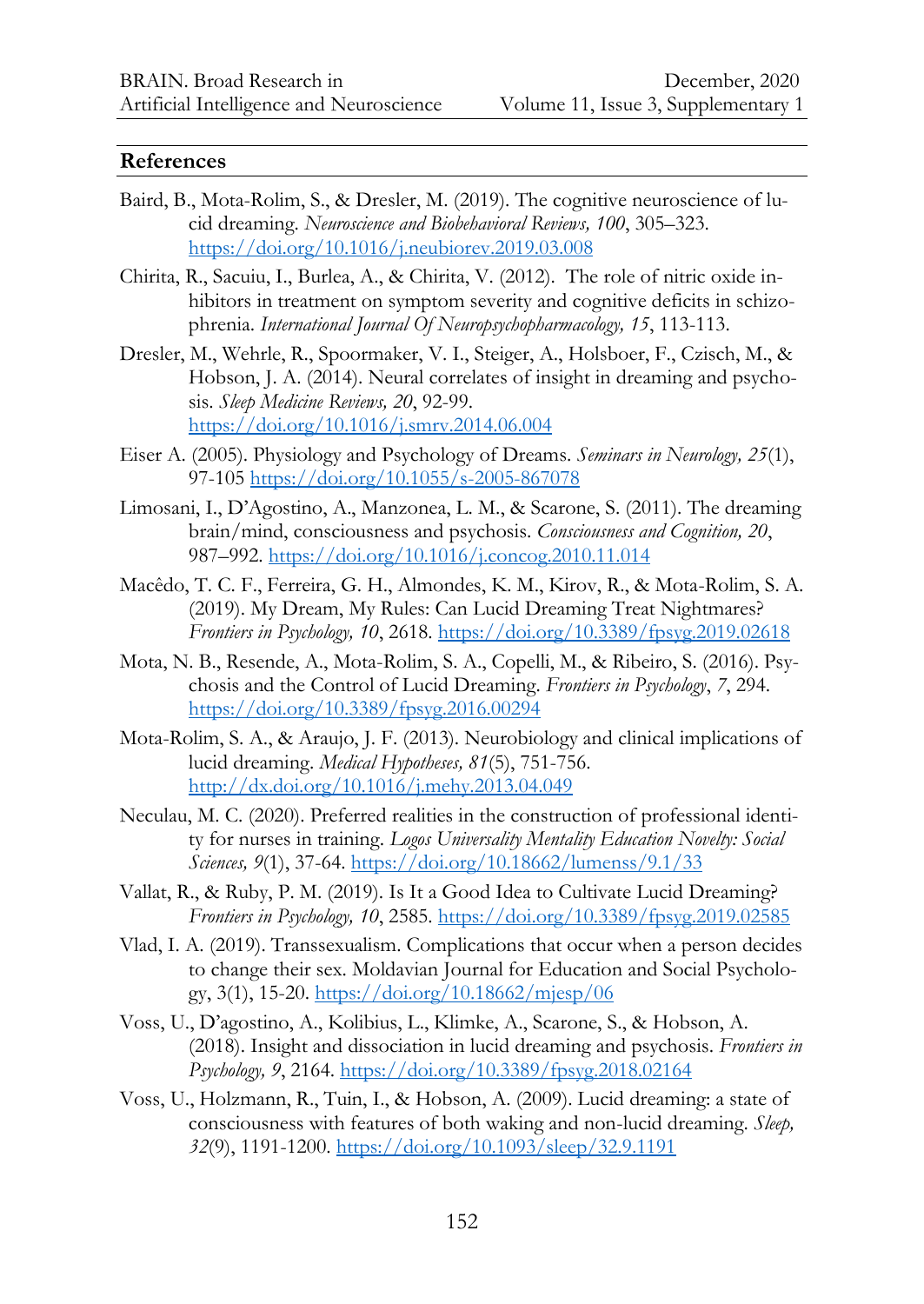## References

Baird, B., Mota-Rolim, S., & Dresler, M. (2019). The cognitive neuroscience of lucid dreaming. *Neuroscience and Biobehavioral Reviews, 100*, 305–323. https://doi.org/10.1016/j.neubiorev.2019.03.008

Chirita, R., Sacuiu, I., Burlea, A., & Chirita, V. (2012). The role of nitric oxide inhibitors in treatment on symptom severity and cognitive deficits in schizophrenia. *International Journal Of Neuropsychopharmacology, 15*, 113-113.

Dresler, M., Wehrle, R., Spoormaker, V. I., Steiger, A., Holsboer, F., Czisch, M., & Hobson, J. A. (2014). Neural correlates of insight in dreaming and psychosis. *Sleep Medicine Reviews, 20*, 92-99. https://doi.org/10.1016/j.smrv.2014.06.004

Eiser A. (2005). Physiology and Psychology of Dreams. *Seminars in Neurology, 25*(1), 97-105 https://doi.org/10.1055/s-2005-867078

Limosani, I., D'Agostino, A., Manzonea, L. M., & Scarone, S. (2011). The dreaming brain/mind, consciousness and psychosis. *Consciousness and Cognition, 20*, 987–992. https://doi.org/10.1016/j.concog.2010.11.014

Macêdo, T. C. F., Ferreira, G. H., Almondes, K. M., Kirov, R., & Mota-Rolim, S. A. (2019). My Dream, My Rules: Can Lucid Dreaming Treat Nightmares? *Frontiers in Psychology, 10*, 2618. https://doi.org/10.3389/fpsyg.2019.02618

Mota, N. B., Resende, A., Mota-Rolim, S. A., Copelli, M., & Ribeiro, S. (2016). Psychosis and the Control of Lucid Dreaming. *Frontiers in Psychology*, *7*, 294. https://doi.org/10.3389/fpsyg.2016.00294

Mota-Rolim, S. A., & Araujo, J. F. (2013). Neurobiology and clinical implications of lucid dreaming. *Medical Hypotheses, 81*(5), 751-756. http://dx.doi.org/10.1016/j.mehy.2013.04.049

Neculau, M. C. (2020). Preferred realities in the construction of professional identity for nurses in training. *Logos Universality Mentality Education Novelty: Social Sciences, 9*(1), 37-64. https://doi.org/10.18662/lumenss/9.1/33

Vallat, R., & Ruby, P. M. (2019). Is It a Good Idea to Cultivate Lucid Dreaming? *Frontiers in Psychology, 10*, 2585. https://doi.org/10.3389/fpsyg.2019.02585

Vlad, I. A. (2019). Transsexualism. Complications that occur when a person decides to change their sex. Moldavian Journal for Education and Social Psychology, 3(1), 15-20. https://doi.org/10.18662/mjesp/06

Voss, U., D'agostino, A., Kolibius, L., Klimke, A., Scarone, S., & Hobson, A. (2018). Insight and dissociation in lucid dreaming and psychosis. *Frontiers in Psychology, 9*, 2164. https://doi.org/10.3389/fpsyg.2018.02164

Voss, U., Holzmann, R., Tuin, I., & Hobson, A. (2009). Lucid dreaming: a state of consciousness with features of both waking and non-lucid dreaming. *Sleep, 32*(9), 1191-1200. https://doi.org/10.1093/sleep/32.9.1191